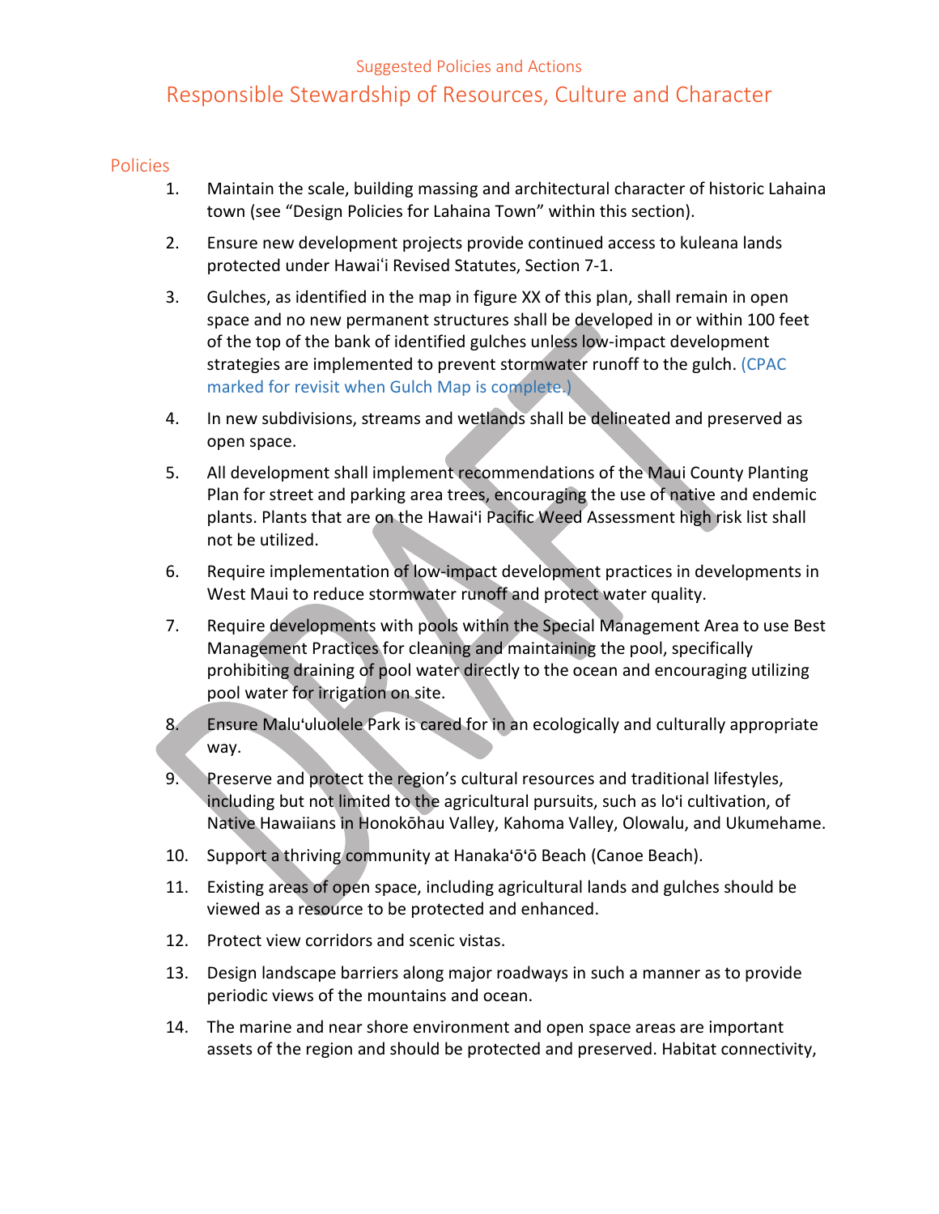Suggested Policies and Actions

# Responsible Stewardship of Resources, Culture and Character

## Policies

1. Maintain the scale, building massing and architectural character of historic Lahaina town (see "Design Policies for Lahaina Town" within this section).
2. Ensure new development projects provide continued access to kuleana lands protected under Hawaiʻi Revised Statutes, Section 7-1.
3. Gulches, as identified in the map in figure XX of this plan, shall remain in open space and no new permanent structures shall be developed in or within 100 feet of the top of the bank of identified gulches unless low-impact development strategies are implemented to prevent stormwater runoff to the gulch. (CPAC marked for revisit when Gulch Map is complete.)
4. In new subdivisions, streams and wetlands shall be delineated and preserved as open space.
5. All development shall implement recommendations of the Maui County Planting Plan for street and parking area trees, encouraging the use of native and endemic plants. Plants that are on the Hawaiʻi Pacific Weed Assessment high risk list shall not be utilized.
6. Require implementation of low-impact development practices in developments in West Maui to reduce stormwater runoff and protect water quality.
7. Require developments with pools within the Special Management Area to use Best Management Practices for cleaning and maintaining the pool, specifically prohibiting draining of pool water directly to the ocean and encouraging utilizing pool water for irrigation on site.
8. Ensure Maluʻuluolele Park is cared for in an ecologically and culturally appropriate way.
9. Preserve and protect the region's cultural resources and traditional lifestyles, including but not limited to the agricultural pursuits, such as loʻi cultivation, of Native Hawaiians in Honokōhau Valley, Kahoma Valley, Olowalu, and Ukumehame.
10. Support a thriving community at Hanakaʻōʻō Beach (Canoe Beach).
11. Existing areas of open space, including agricultural lands and gulches should be viewed as a resource to be protected and enhanced.
12. Protect view corridors and scenic vistas.
13. Design landscape barriers along major roadways in such a manner as to provide periodic views of the mountains and ocean.
14. The marine and near shore environment and open space areas are important assets of the region and should be protected and preserved. Habitat connectivity,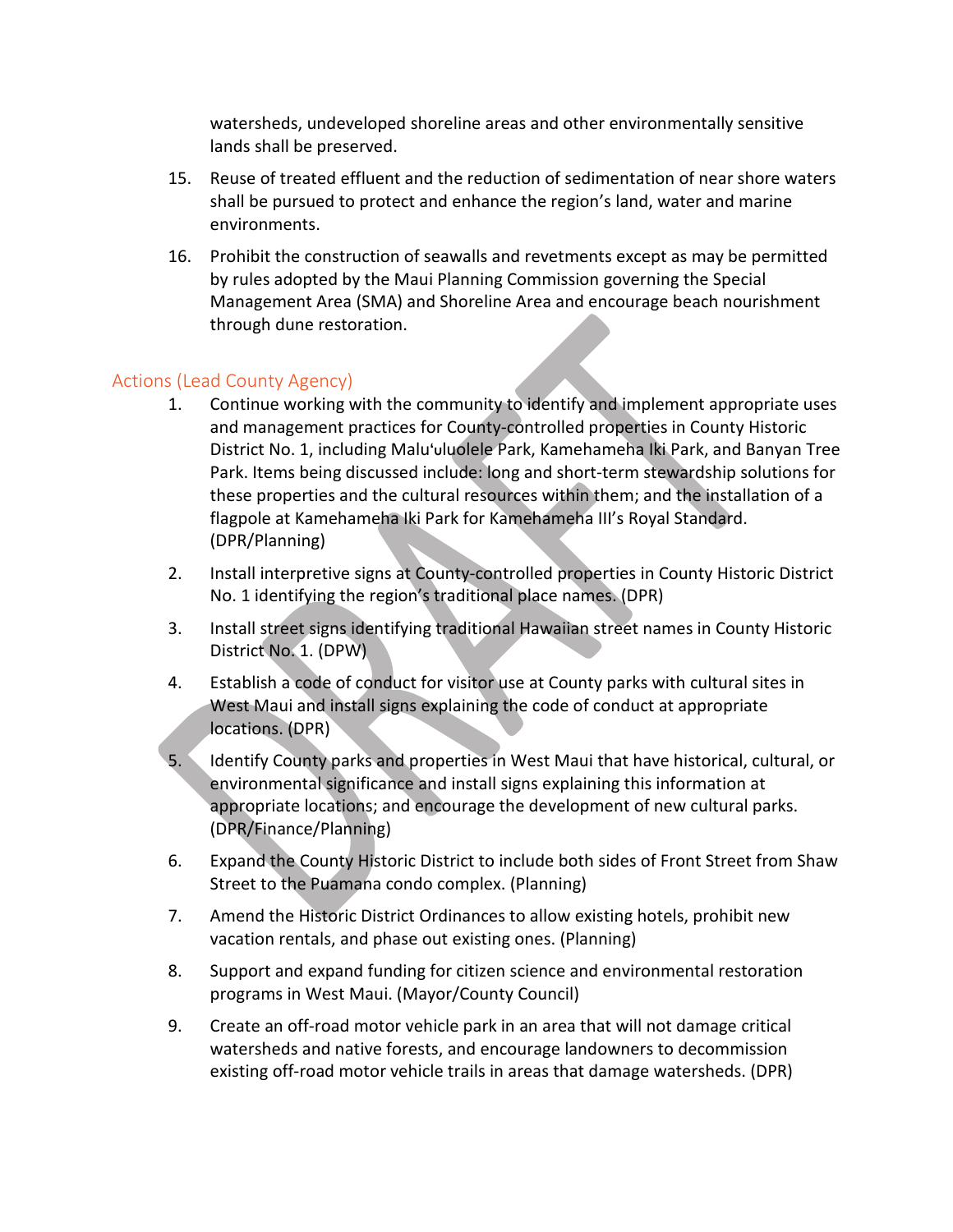watersheds, undeveloped shoreline areas and other environmentally sensitive lands shall be preserved.

15. Reuse of treated effluent and the reduction of sedimentation of near shore waters shall be pursued to protect and enhance the region's land, water and marine environments.

16. Prohibit the construction of seawalls and revetments except as may be permitted by rules adopted by the Maui Planning Commission governing the Special Management Area (SMA) and Shoreline Area and encourage beach nourishment through dune restoration.

## Actions (Lead County Agency)

1. Continue working with the community to identify and implement appropriate uses and management practices for County-controlled properties in County Historic District No. 1, including Maluʻuluolele Park, Kamehameha Iki Park, and Banyan Tree Park. Items being discussed include: long and short-term stewardship solutions for these properties and the cultural resources within them; and the installation of a flagpole at Kamehameha Iki Park for Kamehameha III's Royal Standard. (DPR/Planning)

2. Install interpretive signs at County-controlled properties in County Historic District No. 1 identifying the region's traditional place names. (DPR)

3. Install street signs identifying traditional Hawaiian street names in County Historic District No. 1. (DPW)

4. Establish a code of conduct for visitor use at County parks with cultural sites in West Maui and install signs explaining the code of conduct at appropriate locations. (DPR)

5. Identify County parks and properties in West Maui that have historical, cultural, or environmental significance and install signs explaining this information at appropriate locations; and encourage the development of new cultural parks. (DPR/Finance/Planning)

6. Expand the County Historic District to include both sides of Front Street from Shaw Street to the Puamana condo complex. (Planning)

7. Amend the Historic District Ordinances to allow existing hotels, prohibit new vacation rentals, and phase out existing ones. (Planning)

8. Support and expand funding for citizen science and environmental restoration programs in West Maui. (Mayor/County Council)

9. Create an off-road motor vehicle park in an area that will not damage critical watersheds and native forests, and encourage landowners to decommission existing off-road motor vehicle trails in areas that damage watersheds. (DPR)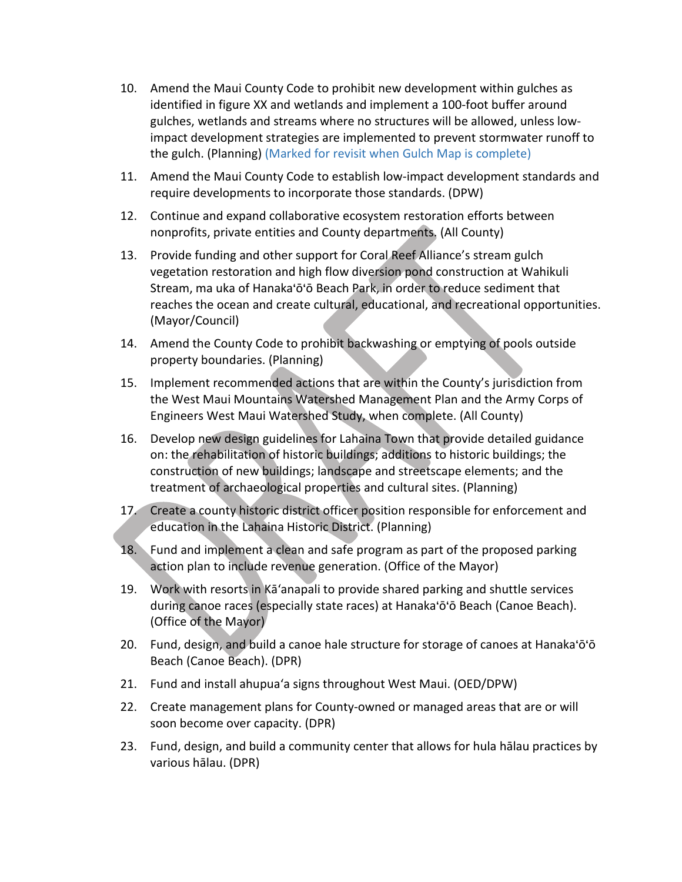10. Amend the Maui County Code to prohibit new development within gulches as identified in figure XX and wetlands and implement a 100-foot buffer around gulches, wetlands and streams where no structures will be allowed, unless low-impact development strategies are implemented to prevent stormwater runoff to the gulch. (Planning) (Marked for revisit when Gulch Map is complete)
11. Amend the Maui County Code to establish low-impact development standards and require developments to incorporate those standards. (DPW)
12. Continue and expand collaborative ecosystem restoration efforts between nonprofits, private entities and County departments. (All County)
13. Provide funding and other support for Coral Reef Alliance's stream gulch vegetation restoration and high flow diversion pond construction at Wahikuli Stream, ma uka of Hanakaʻōʻō Beach Park, in order to reduce sediment that reaches the ocean and create cultural, educational, and recreational opportunities. (Mayor/Council)
14. Amend the County Code to prohibit backwashing or emptying of pools outside property boundaries. (Planning)
15. Implement recommended actions that are within the County's jurisdiction from the West Maui Mountains Watershed Management Plan and the Army Corps of Engineers West Maui Watershed Study, when complete. (All County)
16. Develop new design guidelines for Lahaina Town that provide detailed guidance on: the rehabilitation of historic buildings; additions to historic buildings; the construction of new buildings; landscape and streetscape elements; and the treatment of archaeological properties and cultural sites. (Planning)
17. Create a county historic district officer position responsible for enforcement and education in the Lahaina Historic District. (Planning)
18. Fund and implement a clean and safe program as part of the proposed parking action plan to include revenue generation. (Office of the Mayor)
19. Work with resorts in Kāʻanapali to provide shared parking and shuttle services during canoe races (especially state races) at Hanakaʻōʻō Beach (Canoe Beach). (Office of the Mayor)
20. Fund, design, and build a canoe hale structure for storage of canoes at Hanakaʻōʻō Beach (Canoe Beach). (DPR)
21. Fund and install ahupuaʻa signs throughout West Maui. (OED/DPW)
22. Create management plans for County-owned or managed areas that are or will soon become over capacity. (DPR)
23. Fund, design, and build a community center that allows for hula hālau practices by various hālau. (DPR)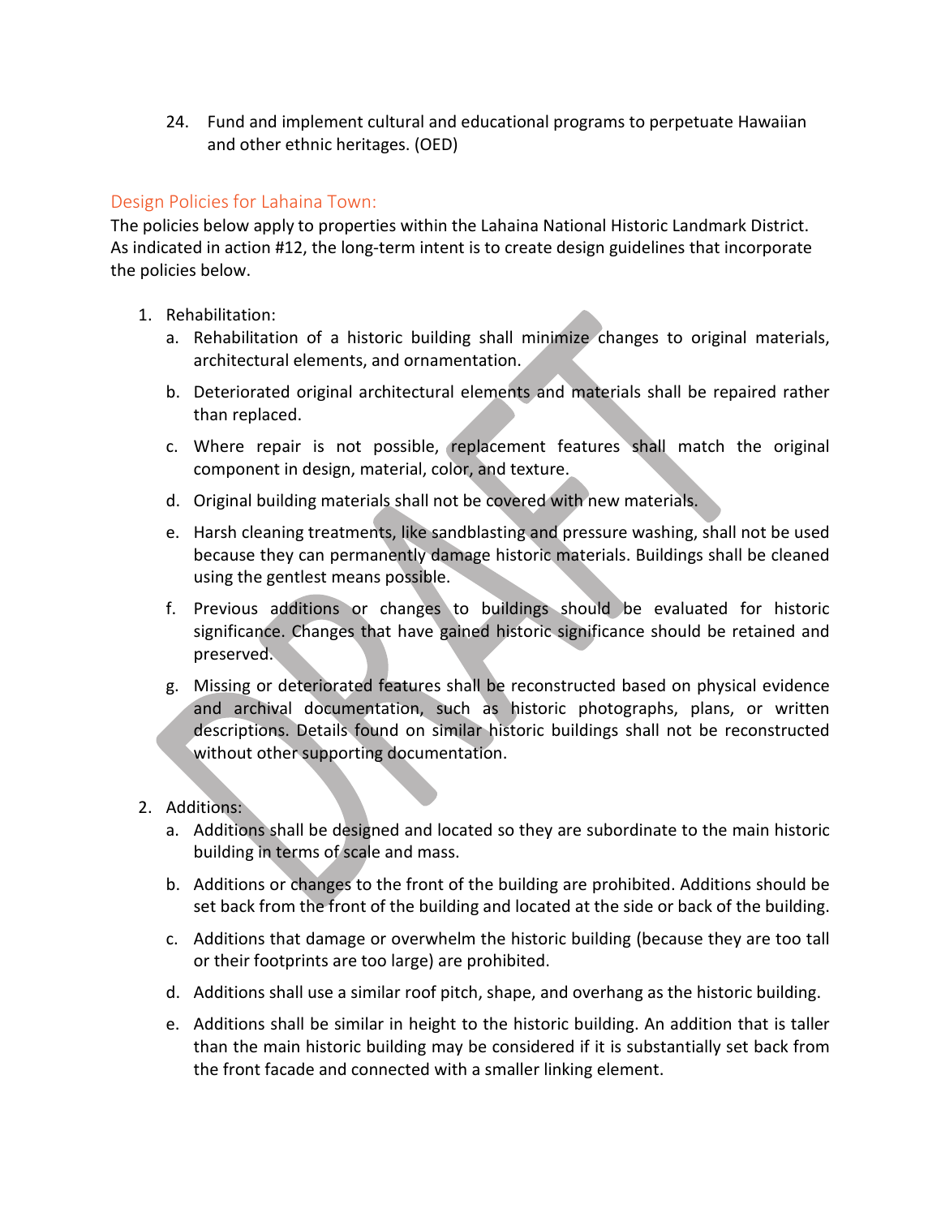24. Fund and implement cultural and educational programs to perpetuate Hawaiian and other ethnic heritages. (OED)

## Design Policies for Lahaina Town:

The policies below apply to properties within the Lahaina National Historic Landmark District. As indicated in action #12, the long-term intent is to create design guidelines that incorporate the policies below.

1. Rehabilitation:
   a. Rehabilitation of a historic building shall minimize changes to original materials, architectural elements, and ornamentation.

   b. Deteriorated original architectural elements and materials shall be repaired rather than replaced.

   c. Where repair is not possible, replacement features shall match the original component in design, material, color, and texture.

   d. Original building materials shall not be covered with new materials.

   e. Harsh cleaning treatments, like sandblasting and pressure washing, shall not be used because they can permanently damage historic materials. Buildings shall be cleaned using the gentlest means possible.

   f. Previous additions or changes to buildings should be evaluated for historic significance. Changes that have gained historic significance should be retained and preserved.

   g. Missing or deteriorated features shall be reconstructed based on physical evidence and archival documentation, such as historic photographs, plans, or written descriptions. Details found on similar historic buildings shall not be reconstructed without other supporting documentation.

2. Additions:
   a. Additions shall be designed and located so they are subordinate to the main historic building in terms of scale and mass.

   b. Additions or changes to the front of the building are prohibited. Additions should be set back from the front of the building and located at the side or back of the building.

   c. Additions that damage or overwhelm the historic building (because they are too tall or their footprints are too large) are prohibited.

   d. Additions shall use a similar roof pitch, shape, and overhang as the historic building.

   e. Additions shall be similar in height to the historic building. An addition that is taller than the main historic building may be considered if it is substantially set back from the front facade and connected with a smaller linking element.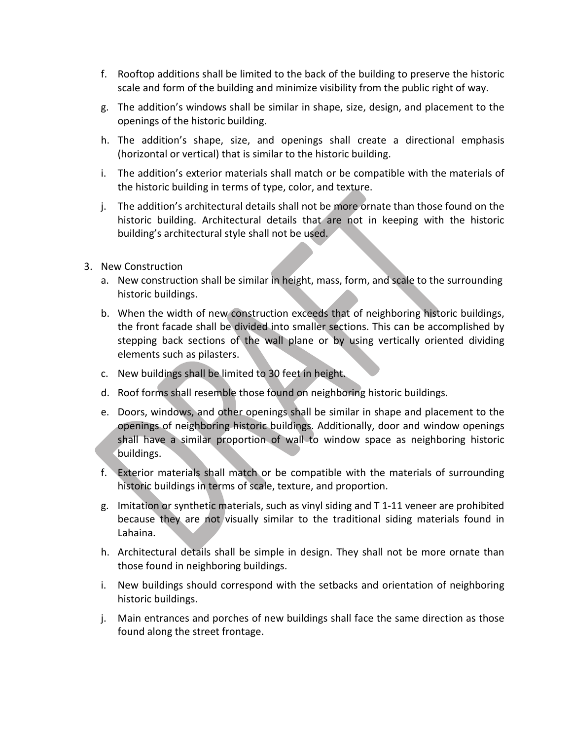f. Rooftop additions shall be limited to the back of the building to preserve the historic scale and form of the building and minimize visibility from the public right of way.

g. The addition's windows shall be similar in shape, size, design, and placement to the openings of the historic building.

h. The addition's shape, size, and openings shall create a directional emphasis (horizontal or vertical) that is similar to the historic building.

i. The addition's exterior materials shall match or be compatible with the materials of the historic building in terms of type, color, and texture.

j. The addition's architectural details shall not be more ornate than those found on the historic building. Architectural details that are not in keeping with the historic building's architectural style shall not be used.

3. New Construction

a. New construction shall be similar in height, mass, form, and scale to the surrounding historic buildings.

b. When the width of new construction exceeds that of neighboring historic buildings, the front facade shall be divided into smaller sections. This can be accomplished by stepping back sections of the wall plane or by using vertically oriented dividing elements such as pilasters.

c. New buildings shall be limited to 30 feet in height.

d. Roof forms shall resemble those found on neighboring historic buildings.

e. Doors, windows, and other openings shall be similar in shape and placement to the openings of neighboring historic buildings. Additionally, door and window openings shall have a similar proportion of wall to window space as neighboring historic buildings.

f. Exterior materials shall match or be compatible with the materials of surrounding historic buildings in terms of scale, texture, and proportion.

g. Imitation or synthetic materials, such as vinyl siding and T 1-11 veneer are prohibited because they are not visually similar to the traditional siding materials found in Lahaina.

h. Architectural details shall be simple in design. They shall not be more ornate than those found in neighboring buildings.

i. New buildings should correspond with the setbacks and orientation of neighboring historic buildings.

j. Main entrances and porches of new buildings shall face the same direction as those found along the street frontage.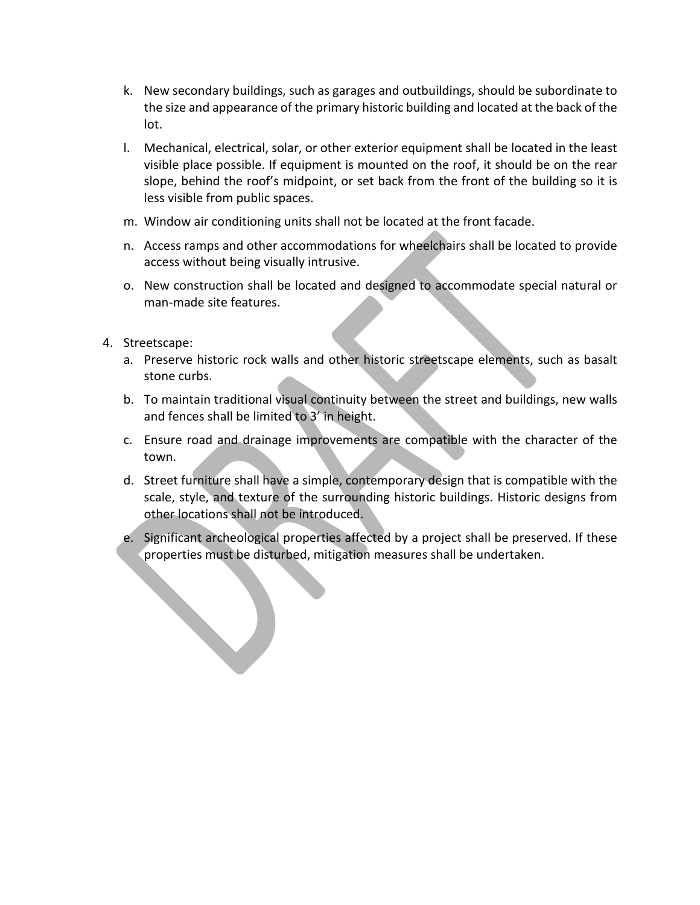k. New secondary buildings, such as garages and outbuildings, should be subordinate to the size and appearance of the primary historic building and located at the back of the lot.

l. Mechanical, electrical, solar, or other exterior equipment shall be located in the least visible place possible. If equipment is mounted on the roof, it should be on the rear slope, behind the roof's midpoint, or set back from the front of the building so it is less visible from public spaces.

m. Window air conditioning units shall not be located at the front facade.

n. Access ramps and other accommodations for wheelchairs shall be located to provide access without being visually intrusive.

o. New construction shall be located and designed to accommodate special natural or man-made site features.

4. Streetscape:

   a. Preserve historic rock walls and other historic streetscape elements, such as basalt stone curbs.

   b. To maintain traditional visual continuity between the street and buildings, new walls and fences shall be limited to 3' in height.

   c. Ensure road and drainage improvements are compatible with the character of the town.

   d. Street furniture shall have a simple, contemporary design that is compatible with the scale, style, and texture of the surrounding historic buildings. Historic designs from other locations shall not be introduced.

   e. Significant archeological properties affected by a project shall be preserved. If these properties must be disturbed, mitigation measures shall be undertaken.